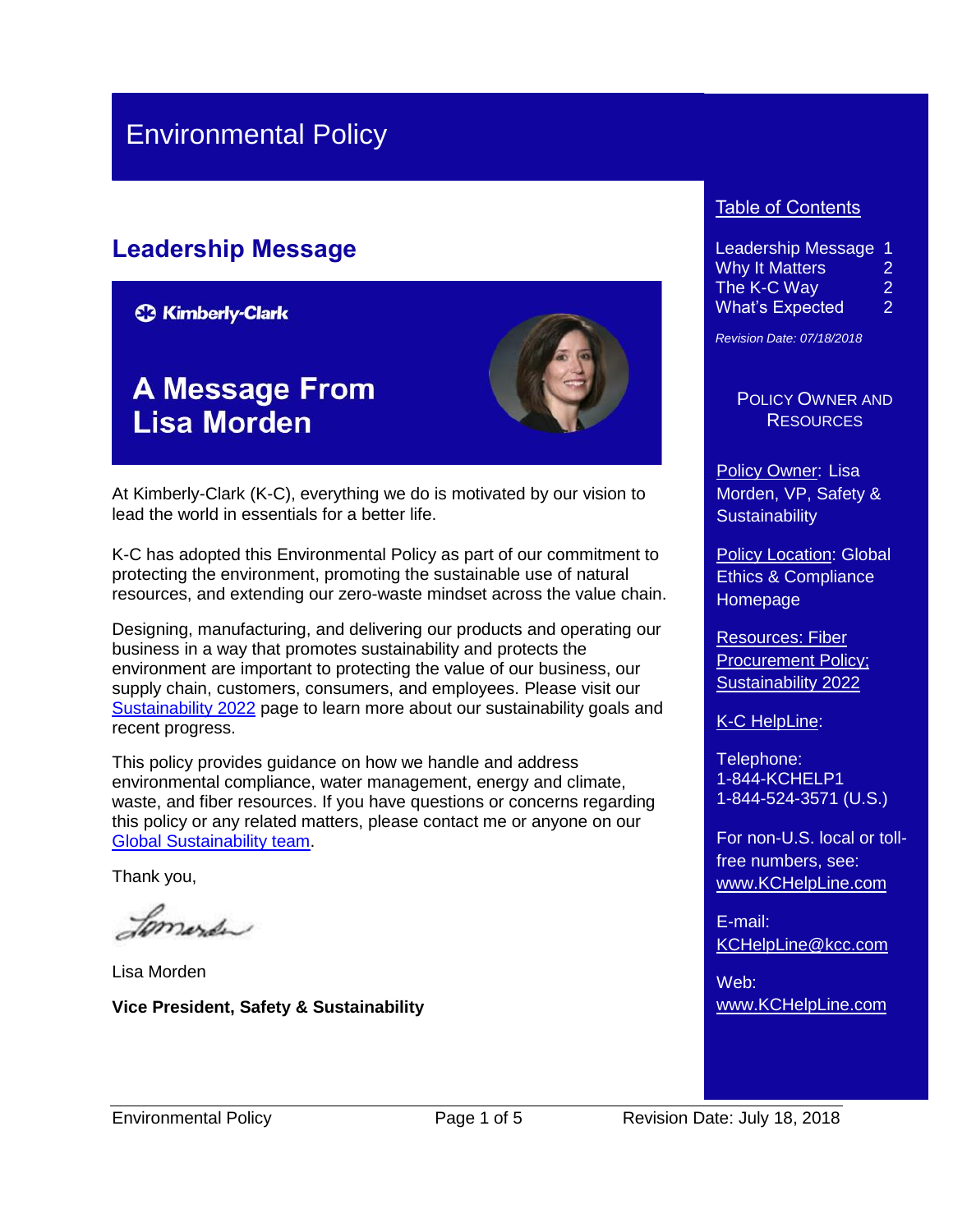# Environmental Policy

## Leadership Message

Kimberly-Clark

**A Message From Lisa Morden**

At Kimberly-Clark (K-C), everything we do is motivated by our vision to lead the world in essentials for a better life.

K-C has adopted this Environmental Policy as part of our commitment to protecting the environment, promoting the sustainable use of natural resources, and extending our zero-waste mindset across the value chain.

Designing, manufacturing, and delivering our products and operating our business in a way that promotes sustainability and protects the environment are important to protecting the value of our business, our supply chain, customers, consumers, and employees. Please visit our Sustainability 2022 page to learn more about our sustainability goals and recent progress.

This policy provides guidance on how we handle and address environmental compliance, water management, energy and climate, waste, and fiber resources. If you have questions or concerns regarding this policy or any related matters, please contact me or anyone on our Global Sustainability team.

Thank you,

Lisa Morden

**Vice President, Safety & Sustainability**

---

Table of Contents

| | |
|---|---|
| Leadership Message | 1 |
| Why It Matters | 2 |
| The K-C Way | 2 |
| What's Expected | 2 |

*Revision Date: 07/18/2018*

POLICY OWNER AND RESOURCES

Policy Owner: Lisa Morden, VP, Safety & Sustainability

Policy Location: Global Ethics & Compliance Homepage

Resources: Fiber Procurement Policy; Sustainability 2022

K-C HelpLine:

Telephone:
1-844-KCHELP1
1-844-524-3571 (U.S.)

For non-U.S. local or toll-free numbers, see: www.KCHelpLine.com

E-mail:
KCHelpLine@kcc.com

Web:
www.KCHelpLine.com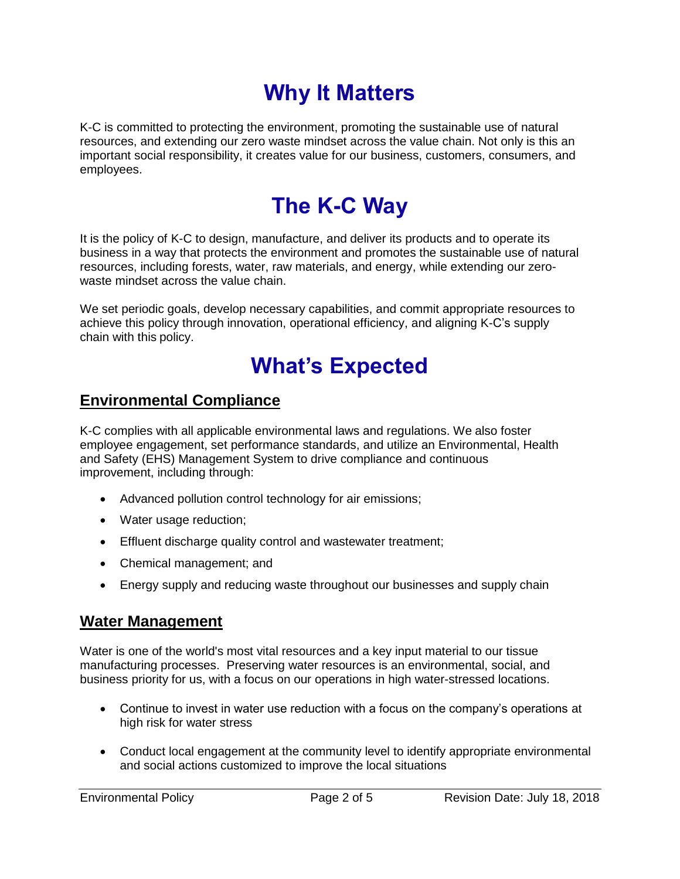# Why It Matters

K-C is committed to protecting the environment, promoting the sustainable use of natural resources, and extending our zero waste mindset across the value chain. Not only is this an important social responsibility, it creates value for our business, customers, consumers, and employees.

# The K-C Way

It is the policy of K-C to design, manufacture, and deliver its products and to operate its business in a way that protects the environment and promotes the sustainable use of natural resources, including forests, water, raw materials, and energy, while extending our zero-waste mindset across the value chain.

We set periodic goals, develop necessary capabilities, and commit appropriate resources to achieve this policy through innovation, operational efficiency, and aligning K-C's supply chain with this policy.

# What's Expected

## Environmental Compliance

K-C complies with all applicable environmental laws and regulations. We also foster employee engagement, set performance standards, and utilize an Environmental, Health and Safety (EHS) Management System to drive compliance and continuous improvement, including through:

- Advanced pollution control technology for air emissions;
- Water usage reduction;
- Effluent discharge quality control and wastewater treatment;
- Chemical management; and
- Energy supply and reducing waste throughout our businesses and supply chain

## Water Management

Water is one of the world's most vital resources and a key input material to our tissue manufacturing processes. Preserving water resources is an environmental, social, and business priority for us, with a focus on our operations in high water-stressed locations.

- Continue to invest in water use reduction with a focus on the company's operations at high risk for water stress
- Conduct local engagement at the community level to identify appropriate environmental and social actions customized to improve the local situations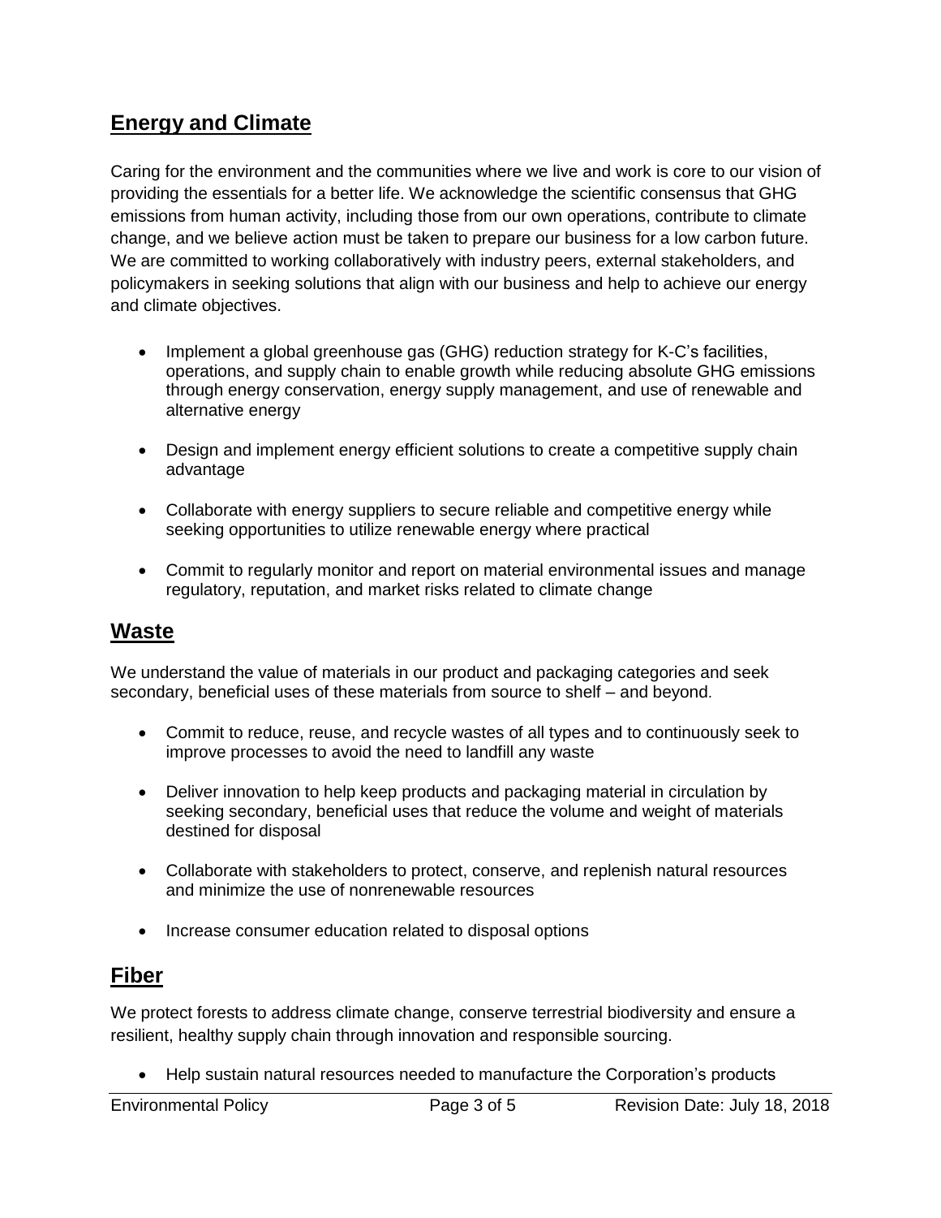## Energy and Climate

Caring for the environment and the communities where we live and work is core to our vision of providing the essentials for a better life. We acknowledge the scientific consensus that GHG emissions from human activity, including those from our own operations, contribute to climate change, and we believe action must be taken to prepare our business for a low carbon future. We are committed to working collaboratively with industry peers, external stakeholders, and policymakers in seeking solutions that align with our business and help to achieve our energy and climate objectives.

- Implement a global greenhouse gas (GHG) reduction strategy for K-C's facilities, operations, and supply chain to enable growth while reducing absolute GHG emissions through energy conservation, energy supply management, and use of renewable and alternative energy
- Design and implement energy efficient solutions to create a competitive supply chain advantage
- Collaborate with energy suppliers to secure reliable and competitive energy while seeking opportunities to utilize renewable energy where practical
- Commit to regularly monitor and report on material environmental issues and manage regulatory, reputation, and market risks related to climate change

## Waste

We understand the value of materials in our product and packaging categories and seek secondary, beneficial uses of these materials from source to shelf – and beyond.

- Commit to reduce, reuse, and recycle wastes of all types and to continuously seek to improve processes to avoid the need to landfill any waste
- Deliver innovation to help keep products and packaging material in circulation by seeking secondary, beneficial uses that reduce the volume and weight of materials destined for disposal
- Collaborate with stakeholders to protect, conserve, and replenish natural resources and minimize the use of nonrenewable resources
- Increase consumer education related to disposal options

## Fiber

We protect forests to address climate change, conserve terrestrial biodiversity and ensure a resilient, healthy supply chain through innovation and responsible sourcing.

- Help sustain natural resources needed to manufacture the Corporation's products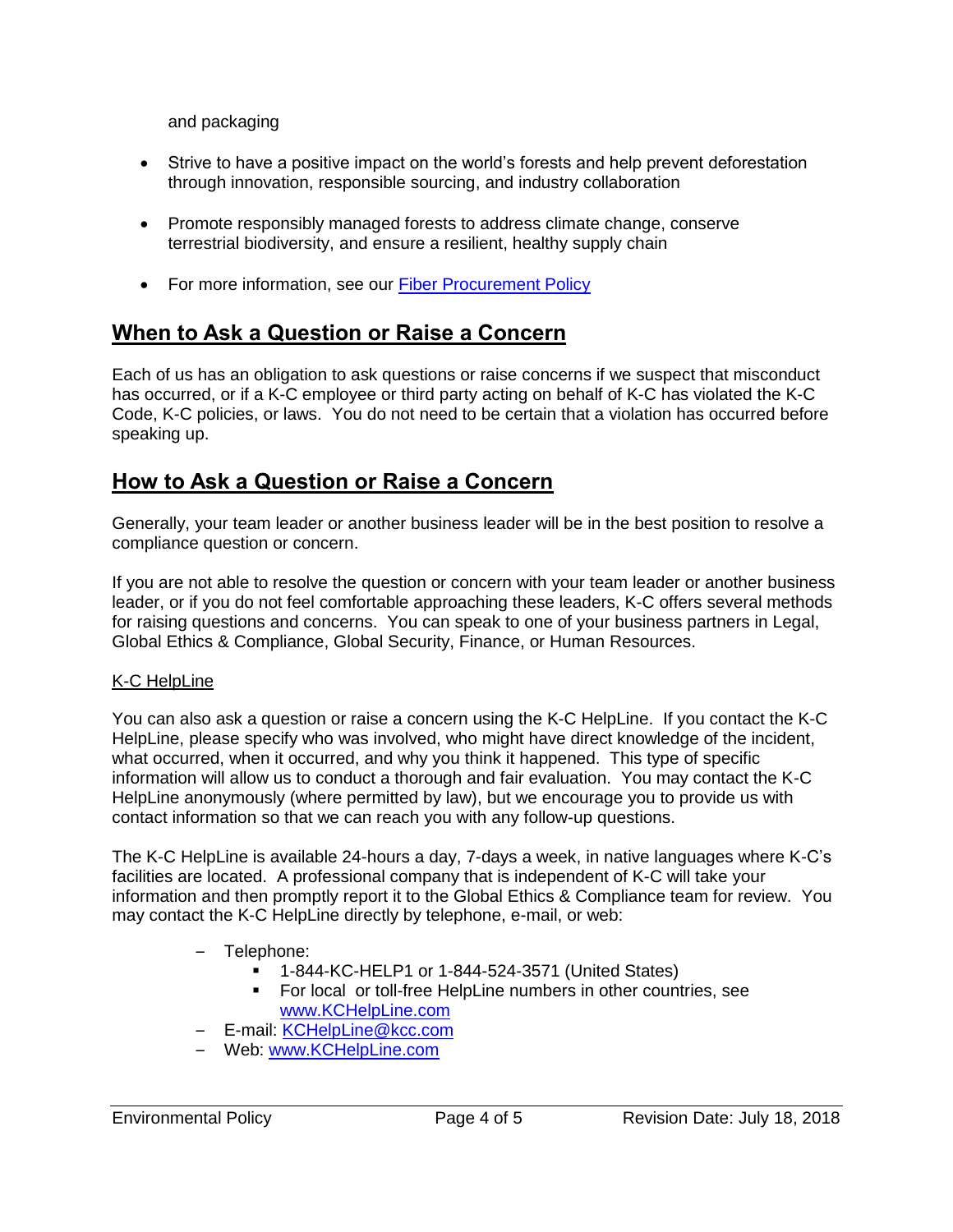and packaging

- Strive to have a positive impact on the world's forests and help prevent deforestation through innovation, responsible sourcing, and industry collaboration
- Promote responsibly managed forests to address climate change, conserve terrestrial biodiversity, and ensure a resilient, healthy supply chain
- For more information, see our [Fiber Procurement Policy]()

## When to Ask a Question or Raise a Concern

Each of us has an obligation to ask questions or raise concerns if we suspect that misconduct has occurred, or if a K-C employee or third party acting on behalf of K-C has violated the K-C Code, K-C policies, or laws. You do not need to be certain that a violation has occurred before speaking up.

## How to Ask a Question or Raise a Concern

Generally, your team leader or another business leader will be in the best position to resolve a compliance question or concern.

If you are not able to resolve the question or concern with your team leader or another business leader, or if you do not feel comfortable approaching these leaders, K-C offers several methods for raising questions and concerns. You can speak to one of your business partners in Legal, Global Ethics & Compliance, Global Security, Finance, or Human Resources.

### K-C HelpLine

You can also ask a question or raise a concern using the K-C HelpLine. If you contact the K-C HelpLine, please specify who was involved, who might have direct knowledge of the incident, what occurred, when it occurred, and why you think it happened. This type of specific information will allow us to conduct a thorough and fair evaluation. You may contact the K-C HelpLine anonymously (where permitted by law), but we encourage you to provide us with contact information so that we can reach you with any follow-up questions.

The K-C HelpLine is available 24-hours a day, 7-days a week, in native languages where K-C's facilities are located. A professional company that is independent of K-C will take your information and then promptly report it to the Global Ethics & Compliance team for review. You may contact the K-C HelpLine directly by telephone, e-mail, or web:

- Telephone:
  - 1-844-KC-HELP1 or 1-844-524-3571 (United States)
  - For local or toll-free HelpLine numbers in other countries, see www.KCHelpLine.com
- E-mail: KCHelpLine@kcc.com
- Web: www.KCHelpLine.com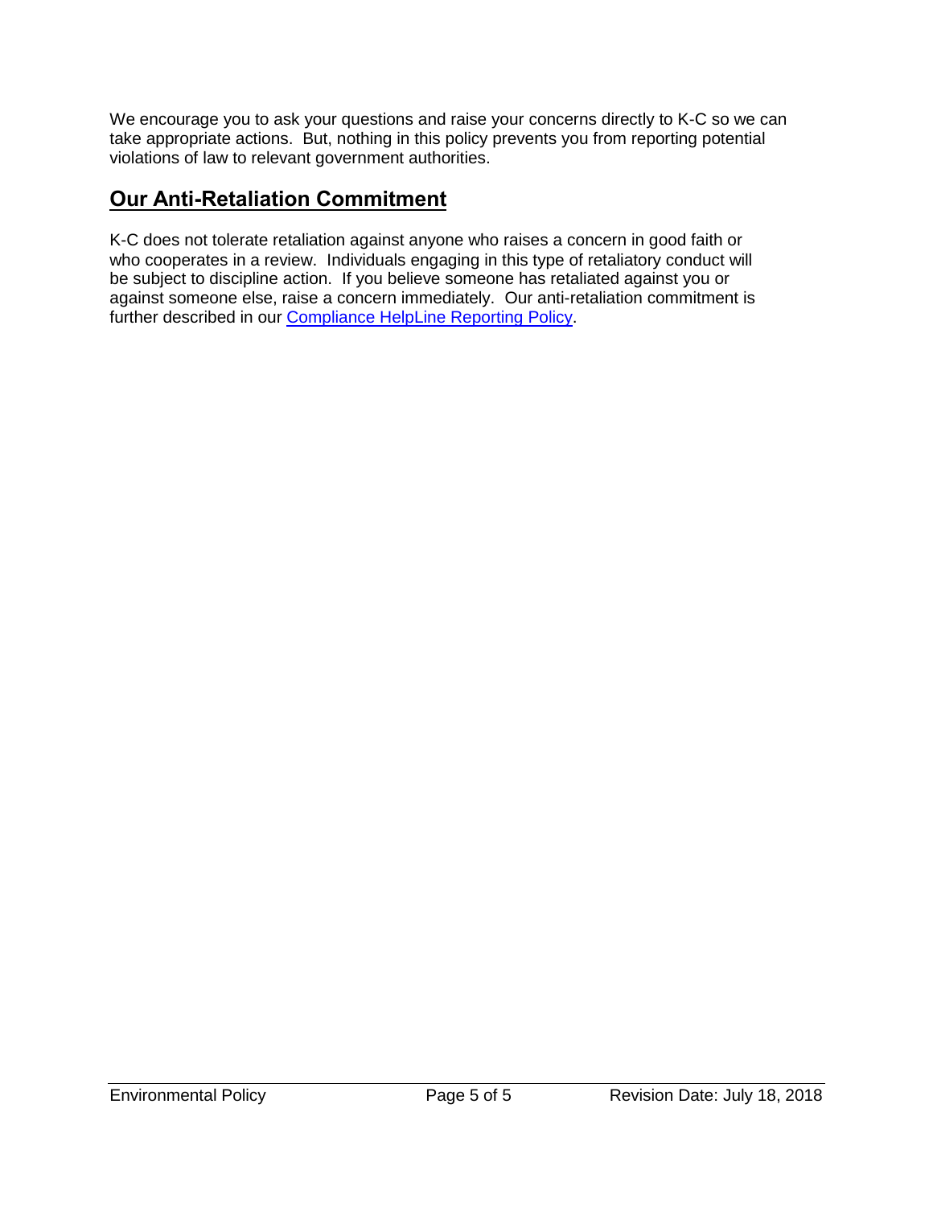We encourage you to ask your questions and raise your concerns directly to K-C so we can take appropriate actions. But, nothing in this policy prevents you from reporting potential violations of law to relevant government authorities.

## Our Anti-Retaliation Commitment

K-C does not tolerate retaliation against anyone who raises a concern in good faith or who cooperates in a review. Individuals engaging in this type of retaliatory conduct will be subject to discipline action. If you believe someone has retaliated against you or against someone else, raise a concern immediately. Our anti-retaliation commitment is further described in our Compliance HelpLine Reporting Policy.